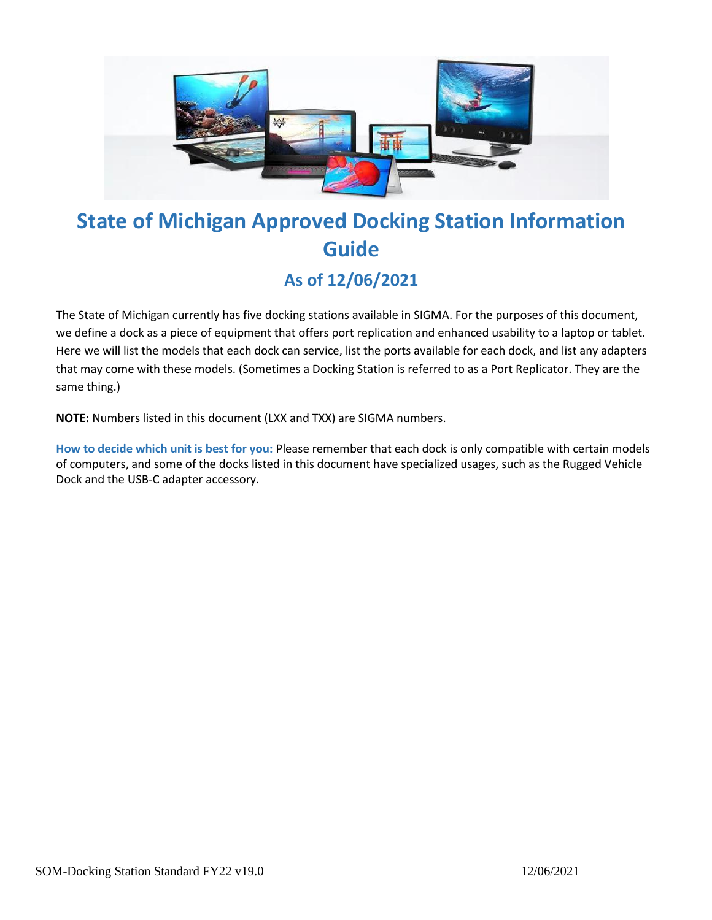# State of Michigan Approved Docking Station Information Guide

## As of 12/06/2021

The State of Michigan currently has five docking stations available in SIGMA. For the purposes of this document, we define a dock as a piece of equipment that offers port replication and enhanced usability to a laptop or tablet. Here we will list the models that each dock can service, list the ports available for each dock, and list any adapters that may come with these models. (Sometimes a Docking Station is referred to as a Port Replicator. They are the same thing.)

**NOTE:** Numbers listed in this document (LXX and TXX) are SIGMA numbers.

**How to decide which unit is best for you:** Please remember that each dock is only compatible with certain models of computers, and some of the docks listed in this document have specialized usages, such as the Rugged Vehicle Dock and the USB-C adapter accessory.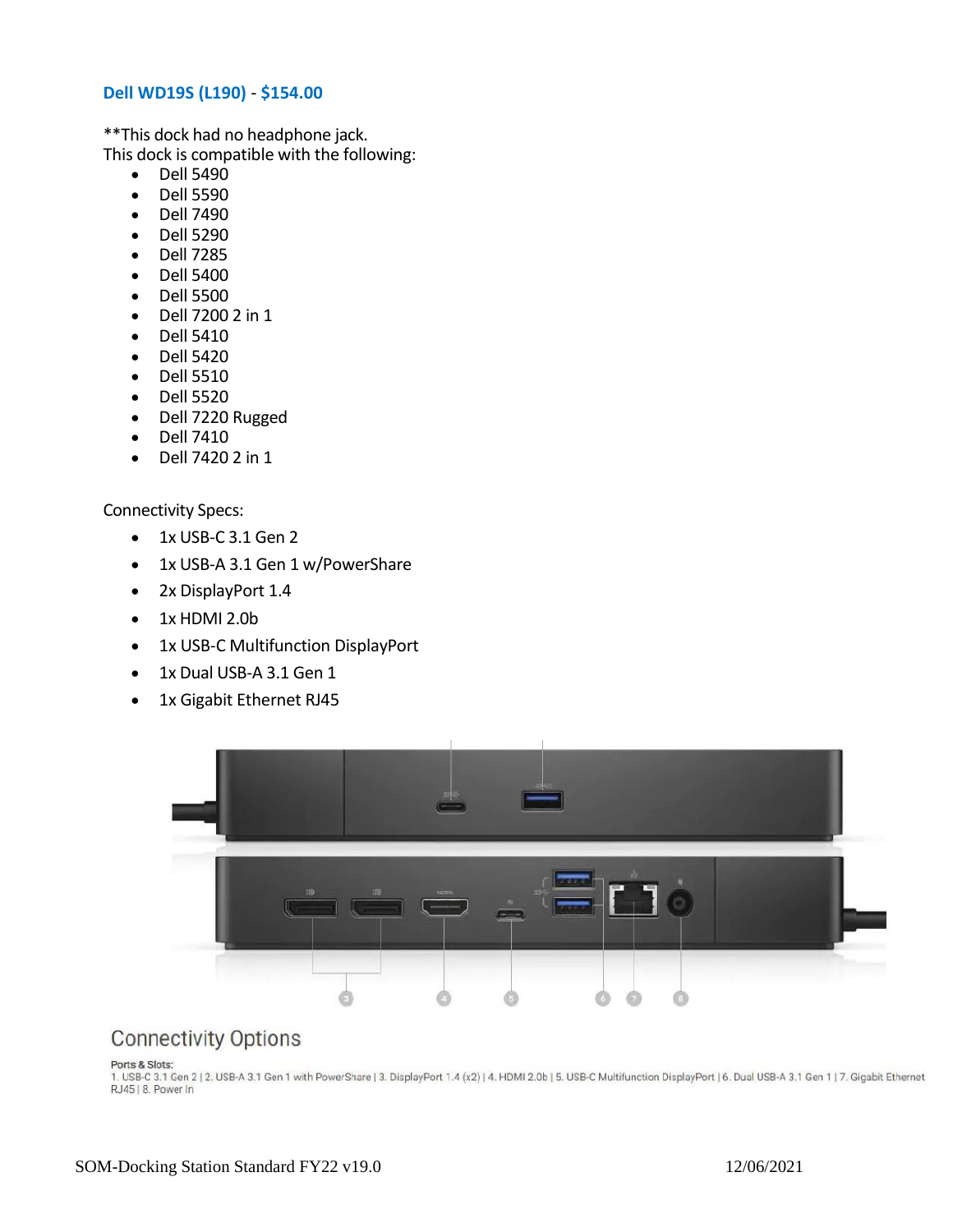**Dell WD19S (L190) - $154.00**

**This dock had no headphone jack.
This dock is compatible with the following:

- Dell 5490
- Dell 5590
- Dell 7490
- Dell 5290
- Dell 7285
- Dell 5400
- Dell 5500
- Dell 7200 2 in 1
- Dell 5410
- Dell 5420
- Dell 5510
- Dell 5520
- Dell 7220 Rugged
- Dell 7410
- Dell 7420 2 in 1

Connectivity Specs:

- 1x USB-C 3.1 Gen 2
- 1x USB-A 3.1 Gen 1 w/PowerShare
- 2x DisplayPort 1.4
- 1x HDMI 2.0b
- 1x USB-C Multifunction DisplayPort
- 1x Dual USB-A 3.1 Gen 1
- 1x Gigabit Ethernet RJ45

## Connectivity Options

Ports & Slots:
1. USB-C 3.1 Gen 2 | 2. USB-A 3.1 Gen 1 with PowerShare | 3. DisplayPort 1.4 (x2) | 4. HDMI 2.0b | 5. USB-C Multifunction DisplayPort | 6. Dual USB-A 3.1 Gen 1 | 7. Gigabit Ethernet RJ45 | 8. Power In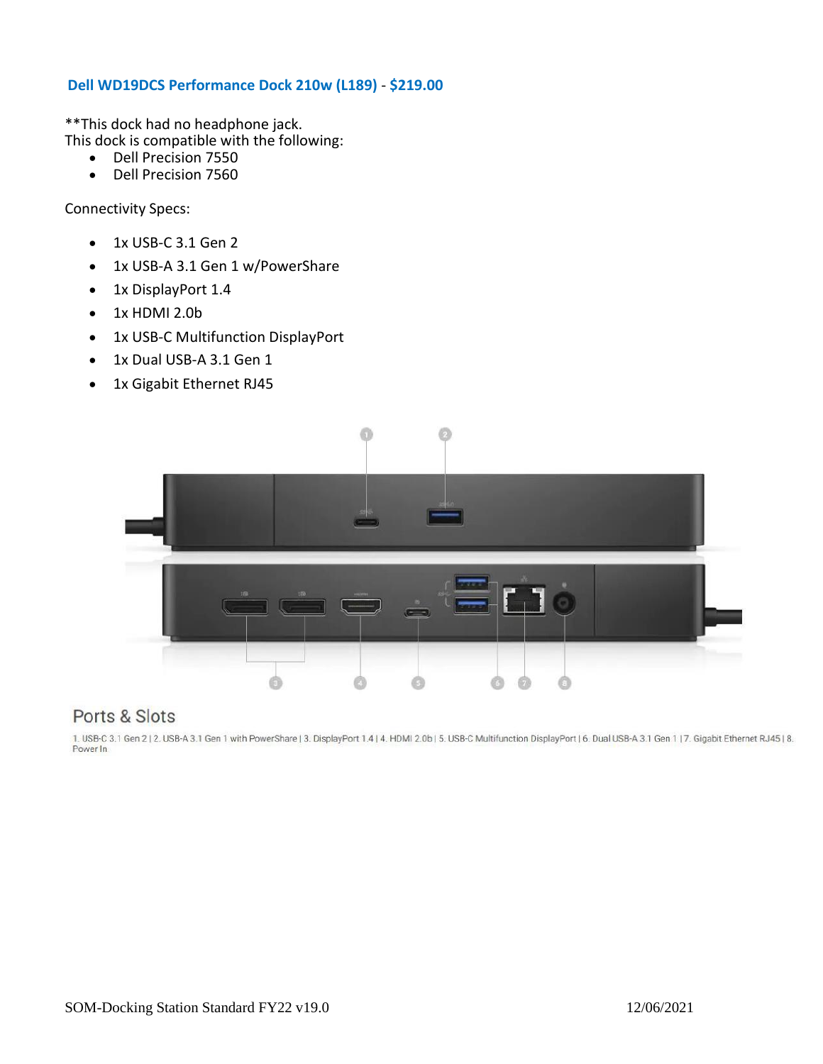## Dell WD19DCS Performance Dock 210w (L189) - $219.00

**This dock had no headphone jack.
This dock is compatible with the following:

- Dell Precision 7550
- Dell Precision 7560

Connectivity Specs:

- 1x USB-C 3.1 Gen 2
- 1x USB-A 3.1 Gen 1 w/PowerShare
- 1x DisplayPort 1.4
- 1x HDMI 2.0b
- 1x USB-C Multifunction DisplayPort
- 1x Dual USB-A 3.1 Gen 1
- 1x Gigabit Ethernet RJ45

Ports & Slots

1. USB-C 3.1 Gen 2 | 2. USB-A 3.1 Gen 1 with PowerShare | 3. DisplayPort 1.4 | 4. HDMI 2.0b | 5. USB-C Multifunction DisplayPort | 6. Dual USB-A 3.1 Gen 1 | 7. Gigabit Ethernet RJ45 | 8. Power In

SOM-Docking Station Standard FY22 v19.0 12/06/2021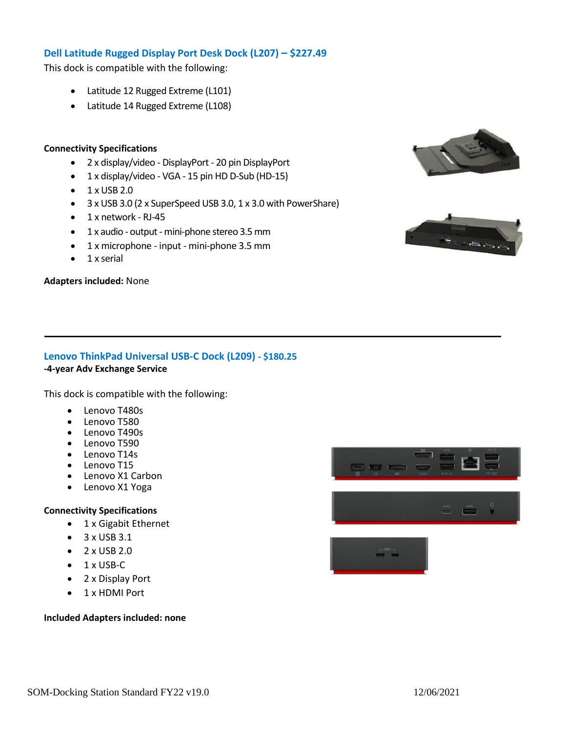### Dell Latitude Rugged Display Port Desk Dock (L207) – $227.49

This dock is compatible with the following:

- Latitude 12 Rugged Extreme (L101)
- Latitude 14 Rugged Extreme (L108)

**Connectivity Specifications**

- 2 x display/video - DisplayPort - 20 pin DisplayPort
- 1 x display/video - VGA - 15 pin HD D-Sub (HD-15)
- 1 x USB 2.0
- 3 x USB 3.0 (2 x SuperSpeed USB 3.0, 1 x 3.0 with PowerShare)
- 1 x network - RJ-45
- 1 x audio - output - mini-phone stereo 3.5 mm
- 1 x microphone - input - mini-phone 3.5 mm
- 1 x serial

**Adapters included:** None

---

### Lenovo ThinkPad Universal USB-C Dock (L209) - $180.25

**-4-year Adv Exchange Service**

This dock is compatible with the following:

- Lenovo T480s
- Lenovo T580
- Lenovo T490s
- Lenovo T590
- Lenovo T14s
- Lenovo T15
- Lenovo X1 Carbon
- Lenovo X1 Yoga

**Connectivity Specifications**

- 1 x Gigabit Ethernet
- 3 x USB 3.1
- 2 x USB 2.0
- 1 x USB-C
- 2 x Display Port
- 1 x HDMI Port

**Included Adapters included: none**